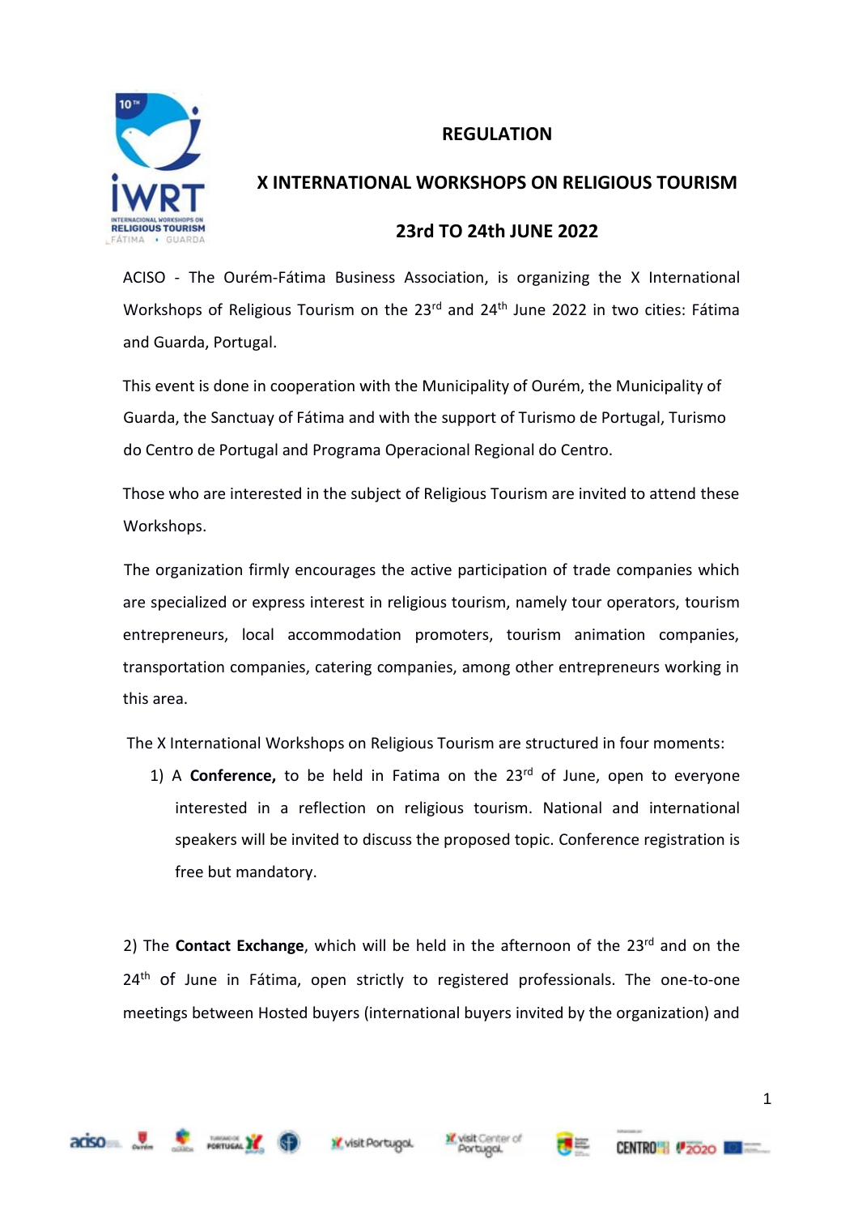# REGULATION

## X INTERNATIONAL WORKSHOPS ON RELIGIOUS TOURISM

## 23rd TO 24th JUNE 2022

ACISO - The Ourém-Fátima Business Association, is organizing the X International Workshops of Religious Tourism on the 23rd and 24th June 2022 in two cities: Fátima and Guarda, Portugal.

This event is done in cooperation with the Municipality of Ourém, the Municipality of Guarda, the Sanctuay of Fátima and with the support of Turismo de Portugal, Turismo do Centro de Portugal and Programa Operacional Regional do Centro.

Those who are interested in the subject of Religious Tourism are invited to attend these Workshops.

The organization firmly encourages the active participation of trade companies which are specialized or express interest in religious tourism, namely tour operators, tourism entrepreneurs, local accommodation promoters, tourism animation companies, transportation companies, catering companies, among other entrepreneurs working in this area.

The X International Workshops on Religious Tourism are structured in four moments:

1) A **Conference,** to be held in Fatima on the 23rd of June, open to everyone interested in a reflection on religious tourism. National and international speakers will be invited to discuss the proposed topic. Conference registration is free but mandatory.

2) The **Contact Exchange**, which will be held in the afternoon of the 23rd and on the 24th of June in Fátima, open strictly to registered professionals. The one-to-one meetings between Hosted buyers (international buyers invited by the organization) and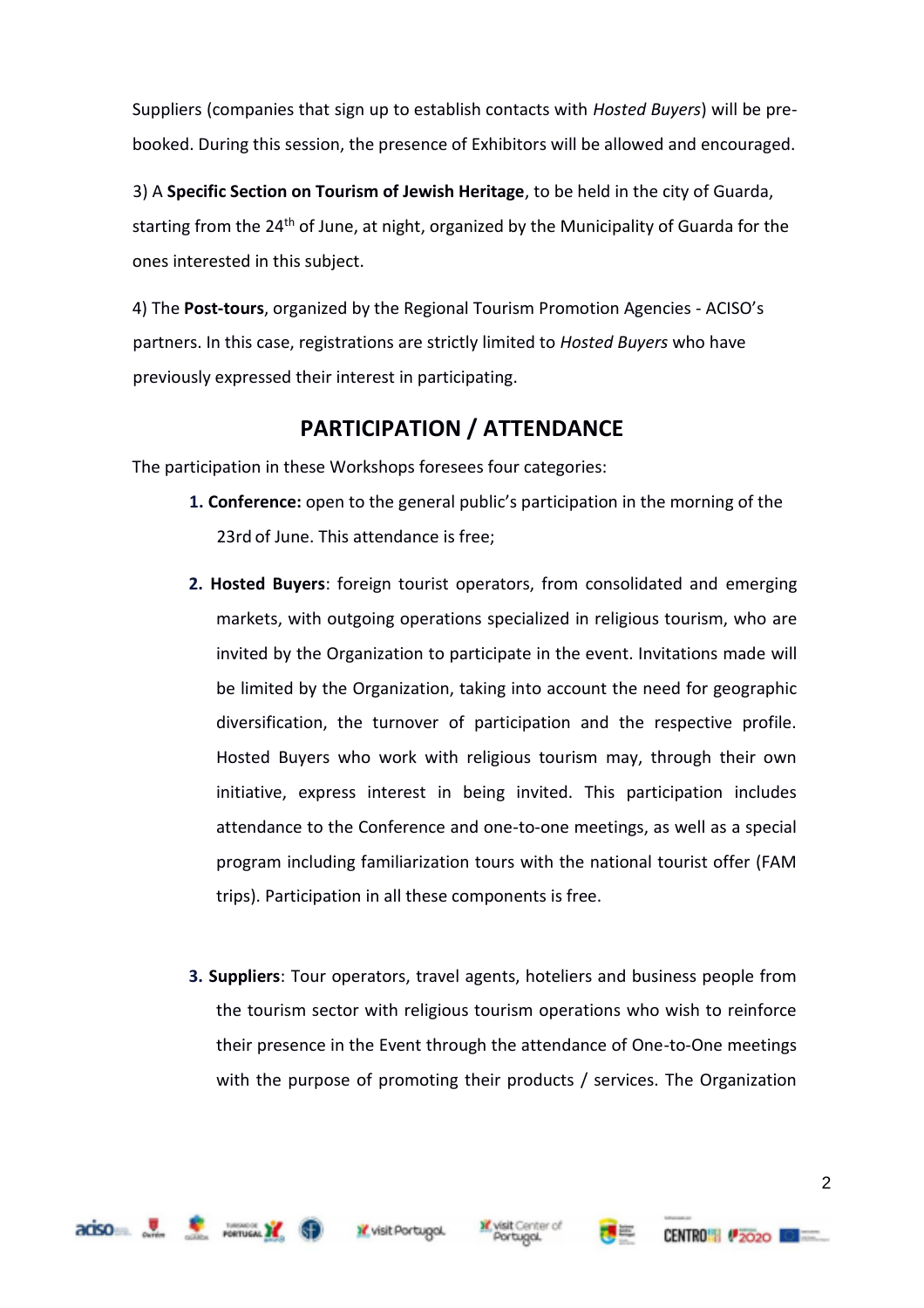Suppliers (companies that sign up to establish contacts with *Hosted Buyers*) will be pre-booked. During this session, the presence of Exhibitors will be allowed and encouraged.

3) A **Specific Section on Tourism of Jewish Heritage**, to be held in the city of Guarda, starting from the 24th of June, at night, organized by the Municipality of Guarda for the ones interested in this subject.

4) The **Post-tours**, organized by the Regional Tourism Promotion Agencies - ACISO's partners. In this case, registrations are strictly limited to *Hosted Buyers* who have previously expressed their interest in participating.

## PARTICIPATION / ATTENDANCE

The participation in these Workshops foresees four categories:

1. **Conference:** open to the general public's participation in the morning of the 23rd of June. This attendance is free;

2. **Hosted Buyers**: foreign tourist operators, from consolidated and emerging markets, with outgoing operations specialized in religious tourism, who are invited by the Organization to participate in the event. Invitations made will be limited by the Organization, taking into account the need for geographic diversification, the turnover of participation and the respective profile. Hosted Buyers who work with religious tourism may, through their own initiative, express interest in being invited. This participation includes attendance to the Conference and one-to-one meetings, as well as a special program including familiarization tours with the national tourist offer (FAM trips). Participation in all these components is free.

3. **Suppliers**: Tour operators, travel agents, hoteliers and business people from the tourism sector with religious tourism operations who wish to reinforce their presence in the Event through the attendance of One-to-One meetings with the purpose of promoting their products / services. The Organization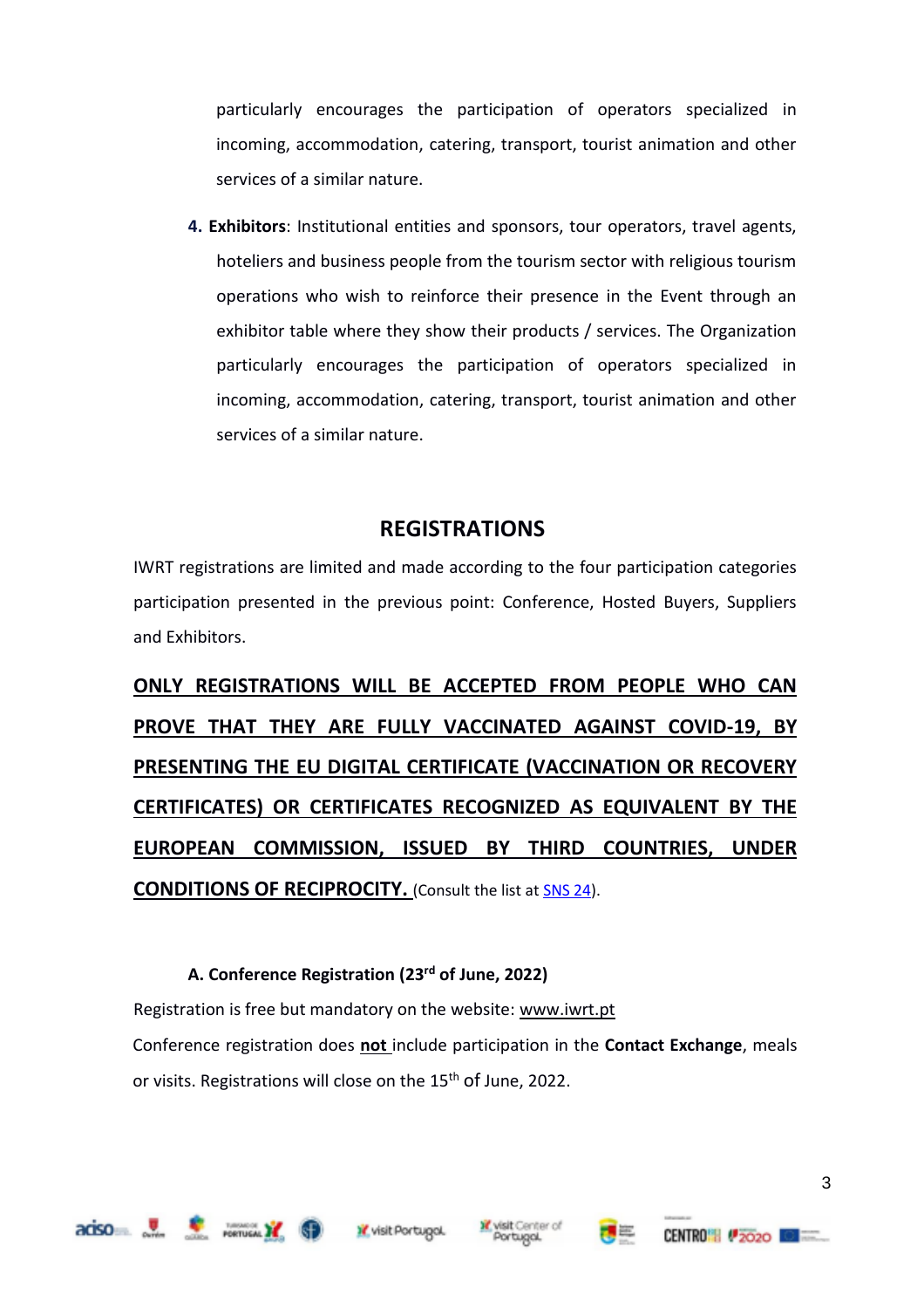particularly encourages the participation of operators specialized in incoming, accommodation, catering, transport, tourist animation and other services of a similar nature.

4. **Exhibitors**: Institutional entities and sponsors, tour operators, travel agents, hoteliers and business people from the tourism sector with religious tourism operations who wish to reinforce their presence in the Event through an exhibitor table where they show their products / services. The Organization particularly encourages the participation of operators specialized in incoming, accommodation, catering, transport, tourist animation and other services of a similar nature.

## REGISTRATIONS

IWRT registrations are limited and made according to the four participation categories participation presented in the previous point: Conference, Hosted Buyers, Suppliers and Exhibitors.

**ONLY REGISTRATIONS WILL BE ACCEPTED FROM PEOPLE WHO CAN PROVE THAT THEY ARE FULLY VACCINATED AGAINST COVID-19, BY PRESENTING THE EU DIGITAL CERTIFICATE (VACCINATION OR RECOVERY CERTIFICATES) OR CERTIFICATES RECOGNIZED AS EQUIVALENT BY THE EUROPEAN COMMISSION, ISSUED BY THIRD COUNTRIES, UNDER CONDITIONS OF RECIPROCITY.** (Consult the list at SNS 24).

### A. Conference Registration (23rd of June, 2022)

Registration is free but mandatory on the website: www.iwrt.pt

Conference registration does **not** include participation in the **Contact Exchange**, meals or visits. Registrations will close on the 15th of June, 2022.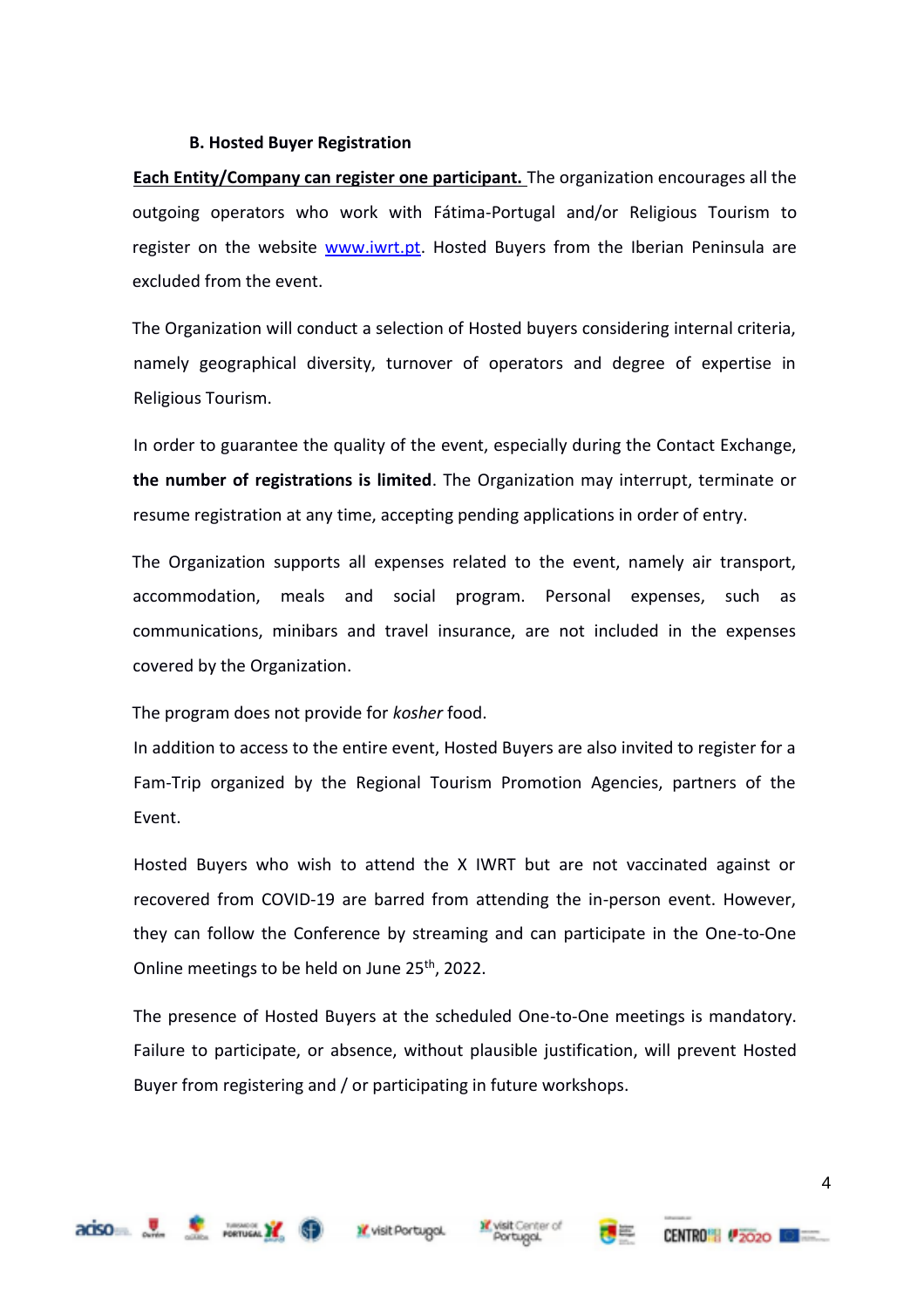### B. Hosted Buyer Registration

**Each Entity/Company can register one participant.** The organization encourages all the outgoing operators who work with Fátima-Portugal and/or Religious Tourism to register on the website [www.iwrt.pt](http://www.iwrt.pt). Hosted Buyers from the Iberian Peninsula are excluded from the event.

The Organization will conduct a selection of Hosted buyers considering internal criteria, namely geographical diversity, turnover of operators and degree of expertise in Religious Tourism.

In order to guarantee the quality of the event, especially during the Contact Exchange, **the number of registrations is limited**. The Organization may interrupt, terminate or resume registration at any time, accepting pending applications in order of entry.

The Organization supports all expenses related to the event, namely air transport, accommodation, meals and social program. Personal expenses, such as communications, minibars and travel insurance, are not included in the expenses covered by the Organization.

The program does not provide for *kosher* food.

In addition to access to the entire event, Hosted Buyers are also invited to register for a Fam-Trip organized by the Regional Tourism Promotion Agencies, partners of the Event.

Hosted Buyers who wish to attend the X IWRT but are not vaccinated against or recovered from COVID-19 are barred from attending the in-person event. However, they can follow the Conference by streaming and can participate in the One-to-One Online meetings to be held on June 25th, 2022.

The presence of Hosted Buyers at the scheduled One-to-One meetings is mandatory. Failure to participate, or absence, without plausible justification, will prevent Hosted Buyer from registering and / or participating in future workshops.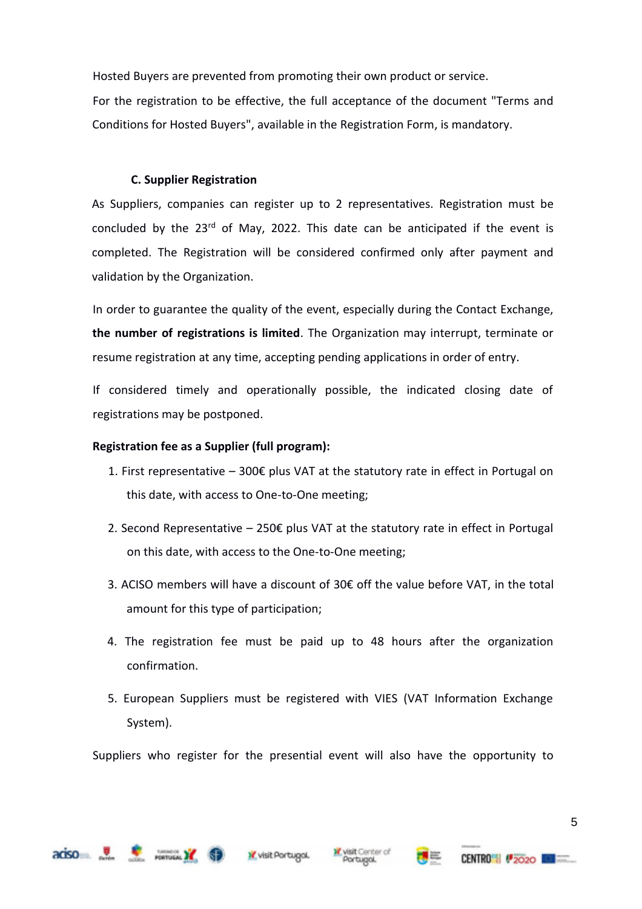Hosted Buyers are prevented from promoting their own product or service.

For the registration to be effective, the full acceptance of the document "Terms and Conditions for Hosted Buyers", available in the Registration Form, is mandatory.

### C. Supplier Registration

As Suppliers, companies can register up to 2 representatives. Registration must be concluded by the 23rd of May, 2022. This date can be anticipated if the event is completed. The Registration will be considered confirmed only after payment and validation by the Organization.

In order to guarantee the quality of the event, especially during the Contact Exchange, **the number of registrations is limited**. The Organization may interrupt, terminate or resume registration at any time, accepting pending applications in order of entry.

If considered timely and operationally possible, the indicated closing date of registrations may be postponed.

**Registration fee as a Supplier (full program):**

1. First representative – 300€ plus VAT at the statutory rate in effect in Portugal on this date, with access to One-to-One meeting;
2. Second Representative – 250€ plus VAT at the statutory rate in effect in Portugal on this date, with access to the One-to-One meeting;
3. ACISO members will have a discount of 30€ off the value before VAT, in the total amount for this type of participation;
4. The registration fee must be paid up to 48 hours after the organization confirmation.
5. European Suppliers must be registered with VIES (VAT Information Exchange System).

Suppliers who register for the presential event will also have the opportunity to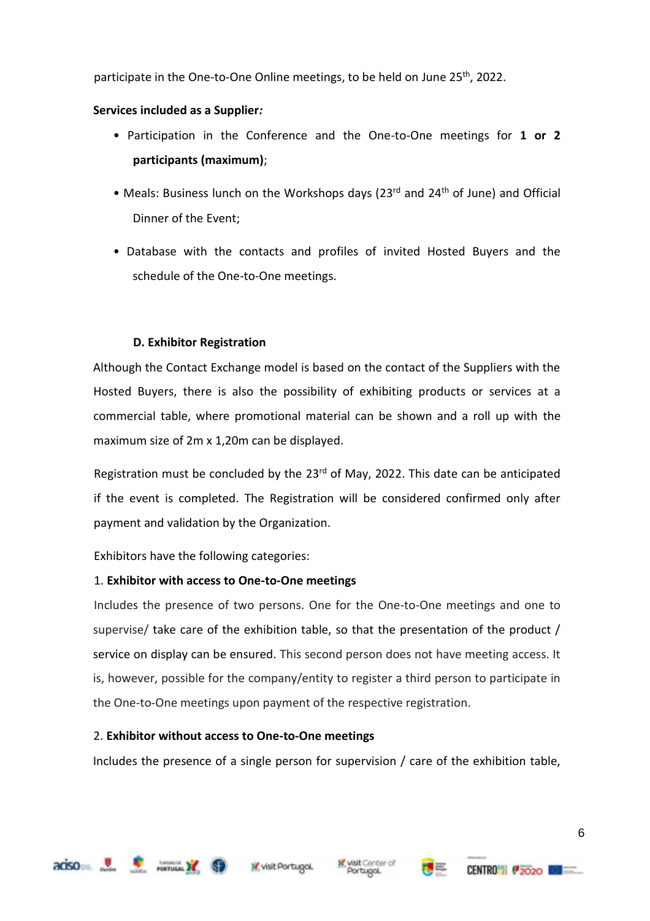participate in the One-to-One Online meetings, to be held on June 25th, 2022.

**Services included as a Supplier*:***

- Participation in the Conference and the One-to-One meetings for **1 or 2 participants (maximum)**;
- Meals: Business lunch on the Workshops days (23rd and 24th of June) and Official Dinner of the Event;
- Database with the contacts and profiles of invited Hosted Buyers and the schedule of the One-to-One meetings.

### D. Exhibitor Registration

Although the Contact Exchange model is based on the contact of the Suppliers with the Hosted Buyers, there is also the possibility of exhibiting products or services at a commercial table, where promotional material can be shown and a roll up with the maximum size of 2m x 1,20m can be displayed.

Registration must be concluded by the 23rd of May, 2022. This date can be anticipated if the event is completed. The Registration will be considered confirmed only after payment and validation by the Organization.

Exhibitors have the following categories:

1. **Exhibitor with access to One-to-One meetings**

Includes the presence of two persons. One for the One-to-One meetings and one to supervise/ take care of the exhibition table, so that the presentation of the product / service on display can be ensured. This second person does not have meeting access. It is, however, possible for the company/entity to register a third person to participate in the One-to-One meetings upon payment of the respective registration.

2. **Exhibitor without access to One-to-One meetings**

Includes the presence of a single person for supervision / care of the exhibition table,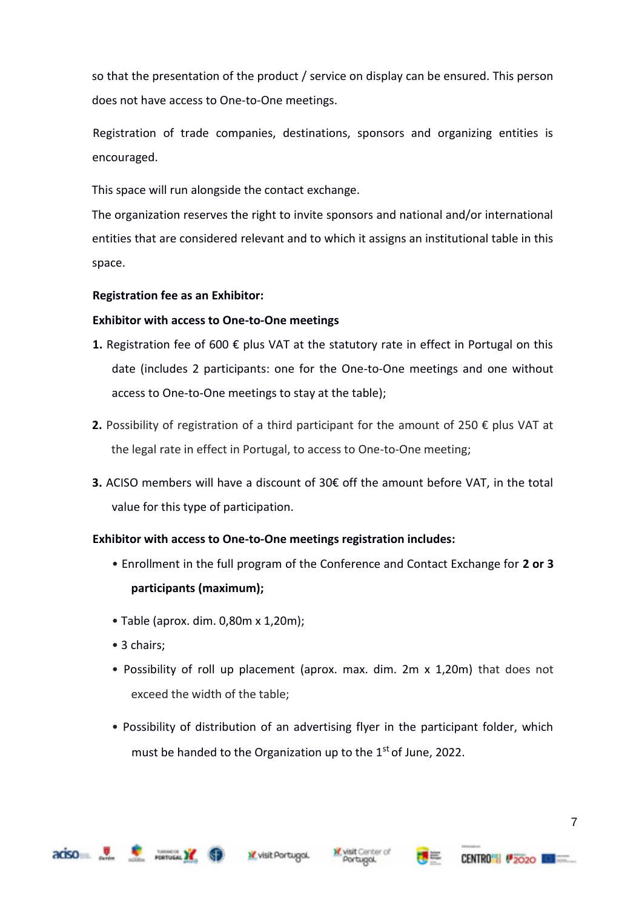so that the presentation of the product / service on display can be ensured. This person does not have access to One-to-One meetings.

Registration of trade companies, destinations, sponsors and organizing entities is encouraged.

This space will run alongside the contact exchange.

The organization reserves the right to invite sponsors and national and/or international entities that are considered relevant and to which it assigns an institutional table in this space.

**Registration fee as an Exhibitor:**

**Exhibitor with access to One-to-One meetings**

**1.** Registration fee of 600 € plus VAT at the statutory rate in effect in Portugal on this date (includes 2 participants: one for the One-to-One meetings and one without access to One-to-One meetings to stay at the table);

**2.** Possibility of registration of a third participant for the amount of 250 € plus VAT at the legal rate in effect in Portugal, to access to One-to-One meeting;

**3.** ACISO members will have a discount of 30€ off the amount before VAT, in the total value for this type of participation.

**Exhibitor with access to One-to-One meetings registration includes:**

- Enrollment in the full program of the Conference and Contact Exchange for **2 or 3 participants (maximum);**
- Table (aprox. dim. 0,80m x 1,20m);
- 3 chairs;
- Possibility of roll up placement (aprox. max. dim. 2m x 1,20m) that does not exceed the width of the table;
- Possibility of distribution of an advertising flyer in the participant folder, which must be handed to the Organization up to the 1st of June, 2022.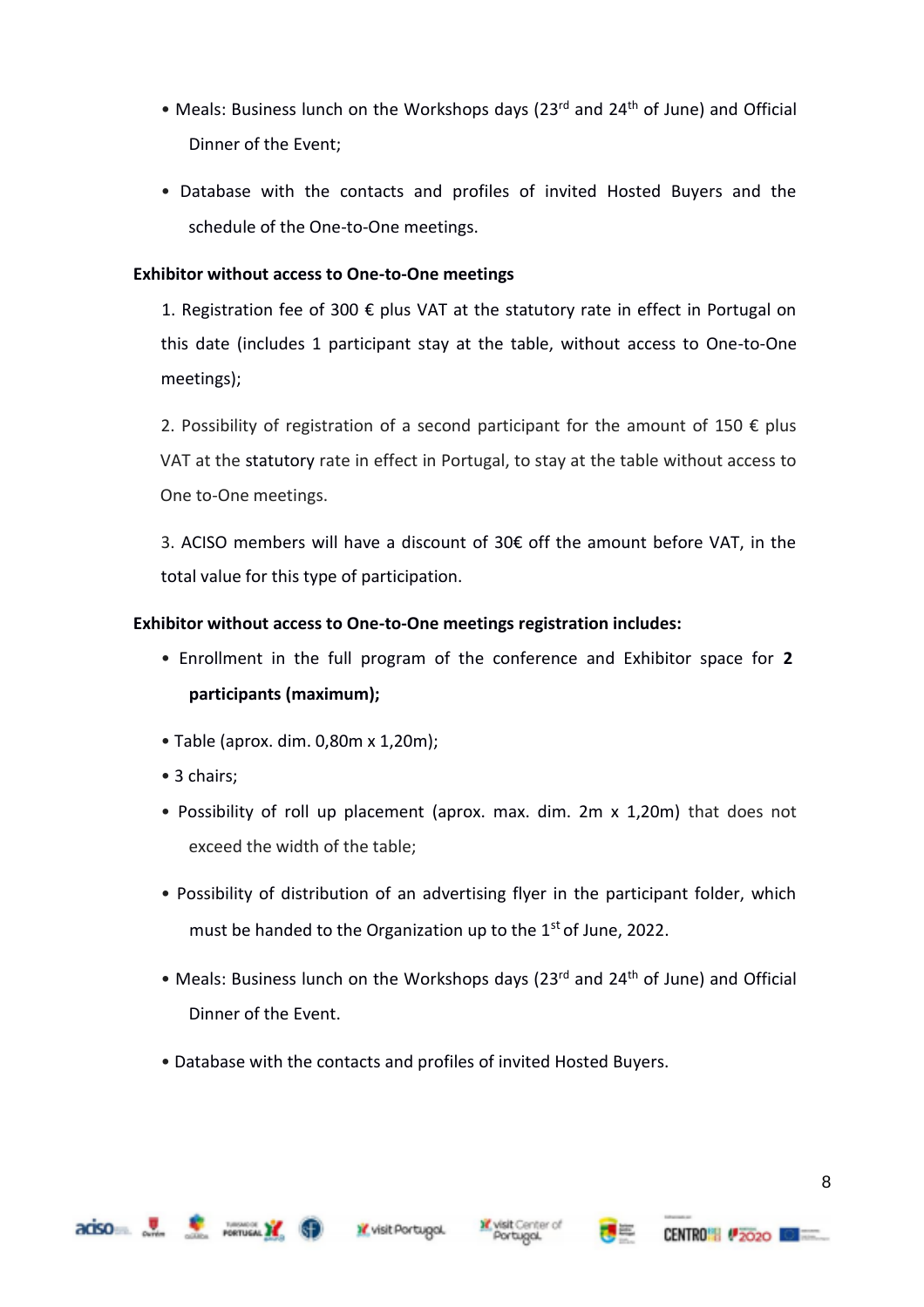- Meals: Business lunch on the Workshops days (23rd and 24th of June) and Official Dinner of the Event;
- Database with the contacts and profiles of invited Hosted Buyers and the schedule of the One-to-One meetings.

**Exhibitor without access to One-to-One meetings**

1. Registration fee of 300 € plus VAT at the statutory rate in effect in Portugal on this date (includes 1 participant stay at the table, without access to One-to-One meetings);

2. Possibility of registration of a second participant for the amount of 150 € plus VAT at the statutory rate in effect in Portugal, to stay at the table without access to One to-One meetings.

3. ACISO members will have a discount of 30€ off the amount before VAT, in the total value for this type of participation.

**Exhibitor without access to One-to-One meetings registration includes:**

- Enrollment in the full program of the conference and Exhibitor space for **2 participants (maximum);**
- Table (aprox. dim. 0,80m x 1,20m);
- 3 chairs;
- Possibility of roll up placement (aprox. max. dim. 2m x 1,20m) that does not exceed the width of the table;
- Possibility of distribution of an advertising flyer in the participant folder, which must be handed to the Organization up to the 1st of June, 2022.
- Meals: Business lunch on the Workshops days (23rd and 24th of June) and Official Dinner of the Event.
- Database with the contacts and profiles of invited Hosted Buyers.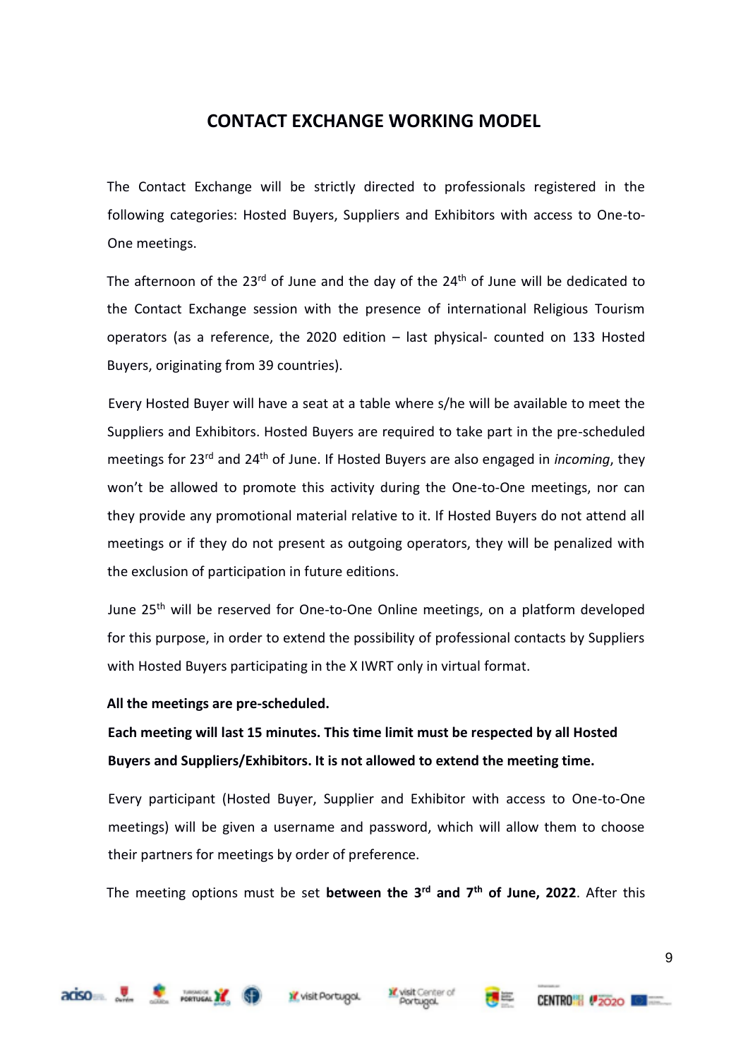## CONTACT EXCHANGE WORKING MODEL

The Contact Exchange will be strictly directed to professionals registered in the following categories: Hosted Buyers, Suppliers and Exhibitors with access to One-to-One meetings.

The afternoon of the 23rd of June and the day of the 24th of June will be dedicated to the Contact Exchange session with the presence of international Religious Tourism operators (as a reference, the 2020 edition – last physical- counted on 133 Hosted Buyers, originating from 39 countries).

Every Hosted Buyer will have a seat at a table where s/he will be available to meet the Suppliers and Exhibitors. Hosted Buyers are required to take part in the pre-scheduled meetings for 23rd and 24th of June. If Hosted Buyers are also engaged in *incoming*, they won't be allowed to promote this activity during the One-to-One meetings, nor can they provide any promotional material relative to it. If Hosted Buyers do not attend all meetings or if they do not present as outgoing operators, they will be penalized with the exclusion of participation in future editions.

June 25th will be reserved for One-to-One Online meetings, on a platform developed for this purpose, in order to extend the possibility of professional contacts by Suppliers with Hosted Buyers participating in the X IWRT only in virtual format.

**All the meetings are pre-scheduled.**

**Each meeting will last 15 minutes. This time limit must be respected by all Hosted Buyers and Suppliers/Exhibitors. It is not allowed to extend the meeting time.**

Every participant (Hosted Buyer, Supplier and Exhibitor with access to One-to-One meetings) will be given a username and password, which will allow them to choose their partners for meetings by order of preference.

The meeting options must be set **between the 3rd and 7th of June, 2022**. After this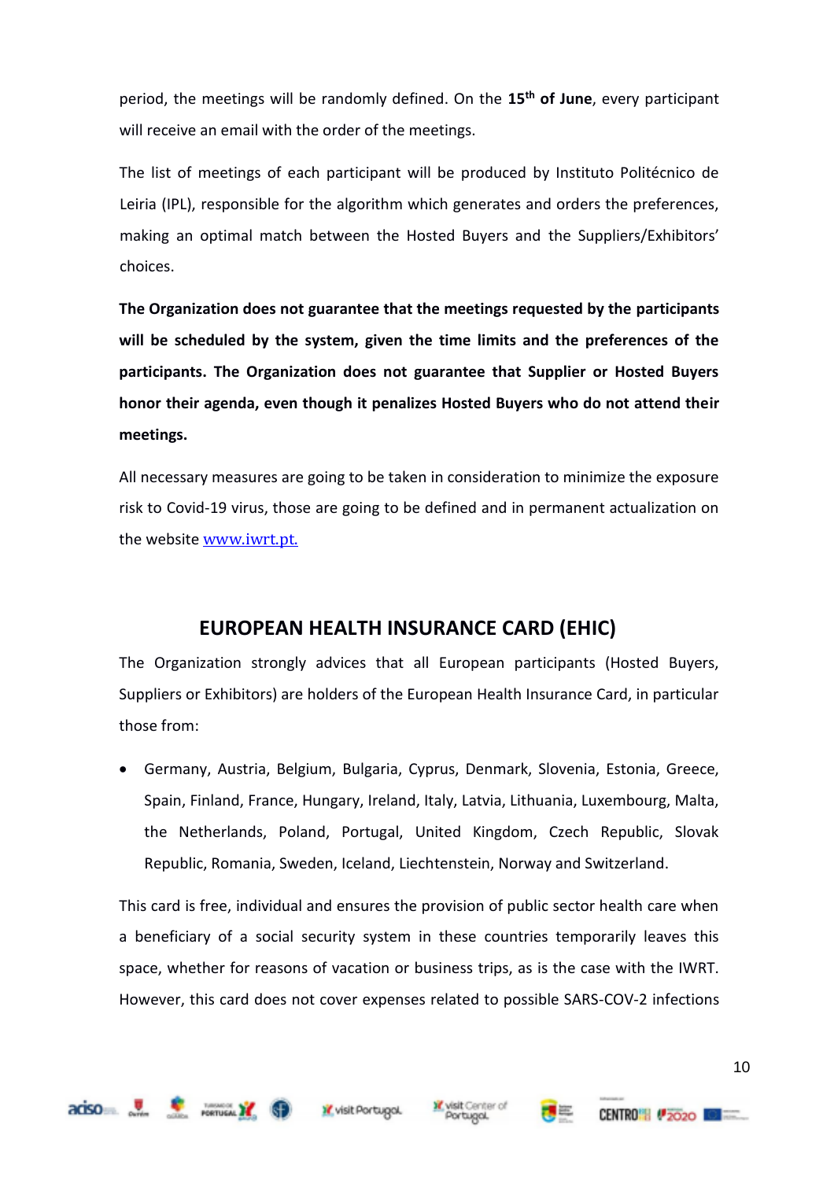period, the meetings will be randomly defined. On the **15th of June**, every participant will receive an email with the order of the meetings.

The list of meetings of each participant will be produced by Instituto Politécnico de Leiria (IPL), responsible for the algorithm which generates and orders the preferences, making an optimal match between the Hosted Buyers and the Suppliers/Exhibitors' choices.

**The Organization does not guarantee that the meetings requested by the participants will be scheduled by the system, given the time limits and the preferences of the participants. The Organization does not guarantee that Supplier or Hosted Buyers honor their agenda, even though it penalizes Hosted Buyers who do not attend their meetings.**

All necessary measures are going to be taken in consideration to minimize the exposure risk to Covid-19 virus, those are going to be defined and in permanent actualization on the website [www.iwrt.pt.](http://www.iwrt.pt)

## EUROPEAN HEALTH INSURANCE CARD (EHIC)

The Organization strongly advices that all European participants (Hosted Buyers, Suppliers or Exhibitors) are holders of the European Health Insurance Card, in particular those from:

- Germany, Austria, Belgium, Bulgaria, Cyprus, Denmark, Slovenia, Estonia, Greece, Spain, Finland, France, Hungary, Ireland, Italy, Latvia, Lithuania, Luxembourg, Malta, the Netherlands, Poland, Portugal, United Kingdom, Czech Republic, Slovak Republic, Romania, Sweden, Iceland, Liechtenstein, Norway and Switzerland.

This card is free, individual and ensures the provision of public sector health care when a beneficiary of a social security system in these countries temporarily leaves this space, whether for reasons of vacation or business trips, as is the case with the IWRT. However, this card does not cover expenses related to possible SARS-COV-2 infections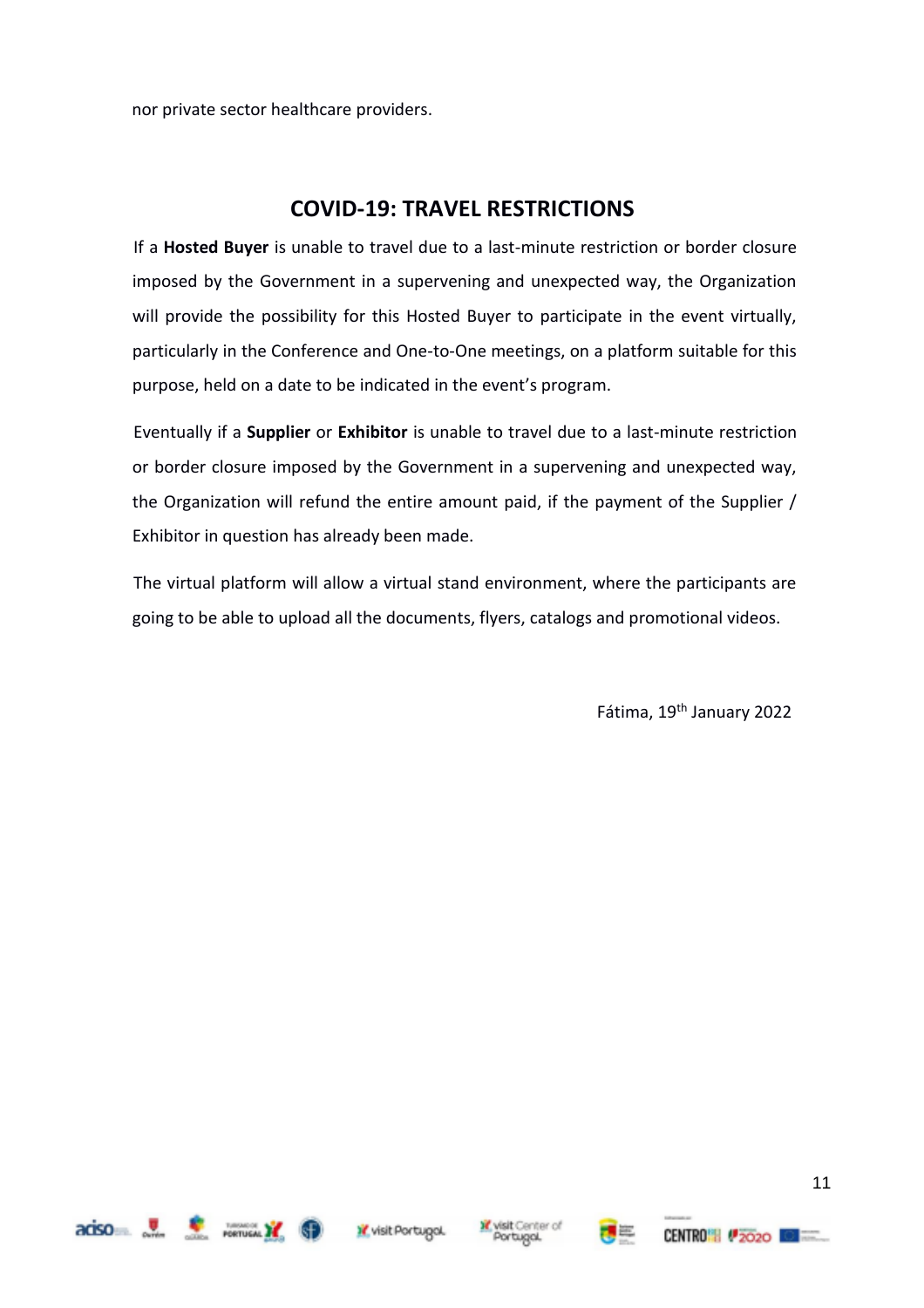nor private sector healthcare providers.

## COVID-19: TRAVEL RESTRICTIONS

If a **Hosted Buyer** is unable to travel due to a last-minute restriction or border closure imposed by the Government in a supervening and unexpected way, the Organization will provide the possibility for this Hosted Buyer to participate in the event virtually, particularly in the Conference and One-to-One meetings, on a platform suitable for this purpose, held on a date to be indicated in the event's program.

Eventually if a **Supplier** or **Exhibitor** is unable to travel due to a last-minute restriction or border closure imposed by the Government in a supervening and unexpected way, the Organization will refund the entire amount paid, if the payment of the Supplier / Exhibitor in question has already been made.

The virtual platform will allow a virtual stand environment, where the participants are going to be able to upload all the documents, flyers, catalogs and promotional videos.

Fátima, 19th January 2022